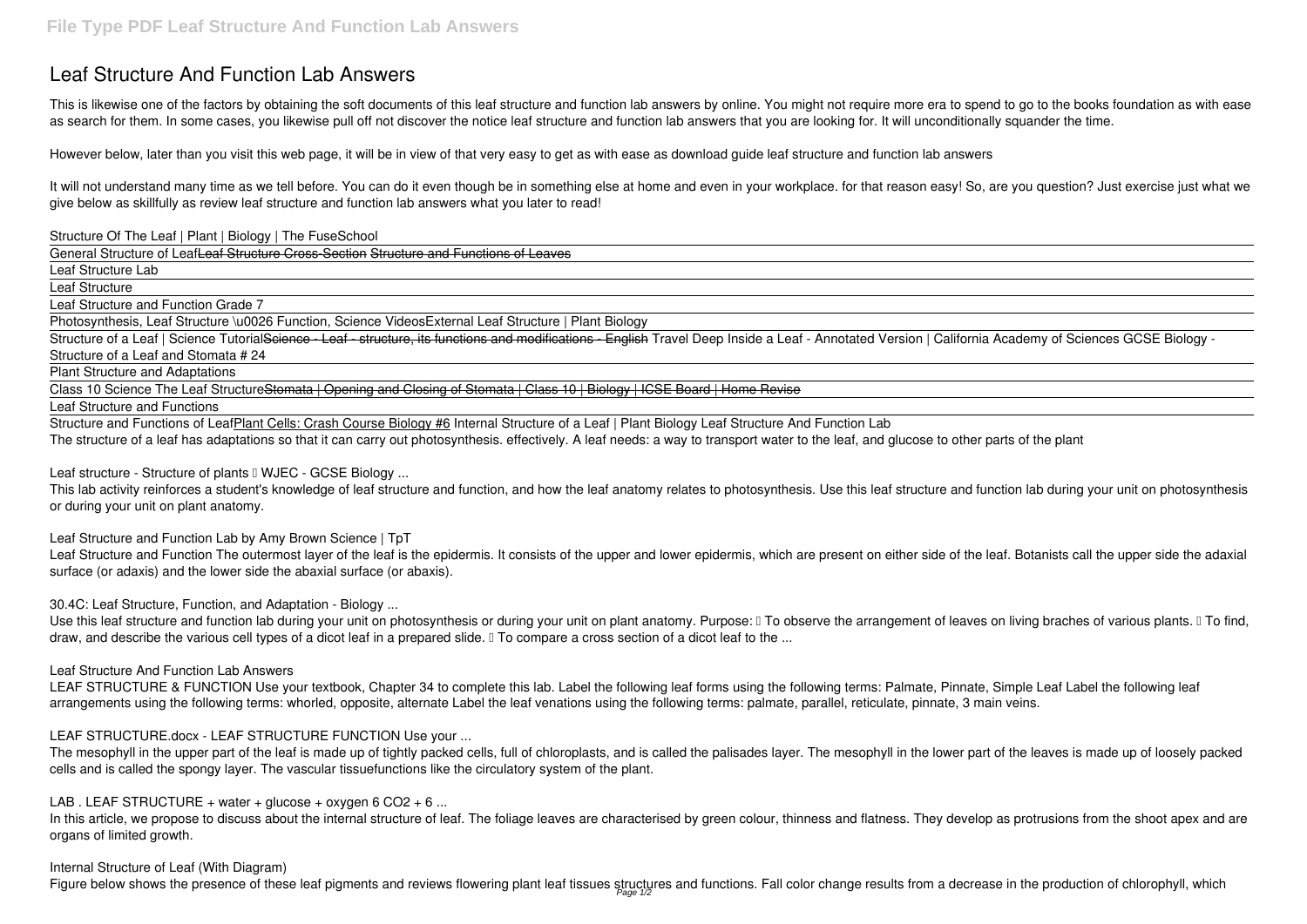# Leaf Structure And Function Lab Answers

This is likewise one of the factors by obtaining the soft documents of this leaf structure and function lab answers by online. You might not require more era to spend to go to the books foundation as with ease as search for them. In some cases, you likewise pull off not discover the notice leaf structure and function lab answers that you are looking for. It will unconditionally squander the time.

However below, later than you visit this web page, it will be in view of that very easy to get as with ease as download guide leaf structure and function lab answers

It will not understand many time as we tell before. You can do it even though be in something else at home and even in your workplace. for that reason easy! So, are you question? Just exercise just what we give below as skillfully as review leaf structure and function lab answers what you later to read!

Structure Of The Leaf | Plant | Biology | The FuseSchool

General Structure of Leaf~~Leaf Structure Cross-Section~~ ~~Structure and Functions of Leaves~~

Leaf Structure Lab

Leaf Structure

Leaf Structure and Function Grade 7

Photosynthesis, Leaf Structure \u0026 Function, Science Videos External Leaf Structure | Plant Biology

Structure of a Leaf | Science Tutorial~~Science - Leaf - structure, its functions and modifications - English~~ Travel Deep Inside a Leaf - Annotated Version | California Academy of Sciences GCSE Biology - Structure of a Leaf and Stomata # 24

Plant Structure and Adaptations

Class 10 Science The Leaf Structure~~Stomata | Opening and Closing of Stomata | Class 10 | Biology | ICSE Board | Home Revise~~

Leaf Structure and Functions

Structure and Functions of LeafPlant Cells: Crash Course Biology #6 Internal Structure of a Leaf | Plant Biology Leaf Structure And Function Lab

The structure of a leaf has adaptations so that it can carry out photosynthesis. effectively. A leaf needs: a way to transport water to the leaf, and glucose to other parts of the plant

Leaf structure - Structure of plants – WJEC - GCSE Biology ...

This lab activity reinforces a student's knowledge of leaf structure and function, and how the leaf anatomy relates to photosynthesis. Use this leaf structure and function lab during your unit on photosynthesis or during your unit on plant anatomy.

Leaf Structure and Function Lab by Amy Brown Science | TpT

Leaf Structure and Function The outermost layer of the leaf is the epidermis. It consists of the upper and lower epidermis, which are present on either side of the leaf. Botanists call the upper side the adaxial surface (or adaxis) and the lower side the abaxial surface (or abaxis).

30.4C: Leaf Structure, Function, and Adaptation - Biology ...

Use this leaf structure and function lab during your unit on photosynthesis or during your unit on plant anatomy. Purpose: • To observe the arrangement of leaves on living braches of various plants. • To find, draw, and describe the various cell types of a dicot leaf in a prepared slide. • To compare a cross section of a dicot leaf to the ...

Leaf Structure And Function Lab Answers

LEAF STRUCTURE & FUNCTION Use your textbook, Chapter 34 to complete this lab. Label the following leaf forms using the following terms: Palmate, Pinnate, Simple Leaf Label the following leaf arrangements using the following terms: whorled, opposite, alternate Label the leaf venations using the following terms: palmate, parallel, reticulate, pinnate, 3 main veins.

LEAF STRUCTURE.docx - LEAF STRUCTURE FUNCTION Use your ...

The mesophyll in the upper part of the leaf is made up of tightly packed cells, full of chloroplasts, and is called the palisades layer. The mesophyll in the lower part of the leaves is made up of loosely packed cells and is called the spongy layer. The vascular tissuefunctions like the circulatory system of the plant.

LAB . LEAF STRUCTURE + water + glucose + oxygen 6 $CO_2$ + 6 ...

In this article, we propose to discuss about the internal structure of leaf. The foliage leaves are characterised by green colour, thinness and flatness. They develop as protrusions from the shoot apex and are organs of limited growth.

Internal Structure of Leaf (With Diagram)

Figure below shows the presence of these leaf pigments and reviews flowering plant leaf tissues structures and functions. Fall color change results from a decrease in the production of chlorophyll, which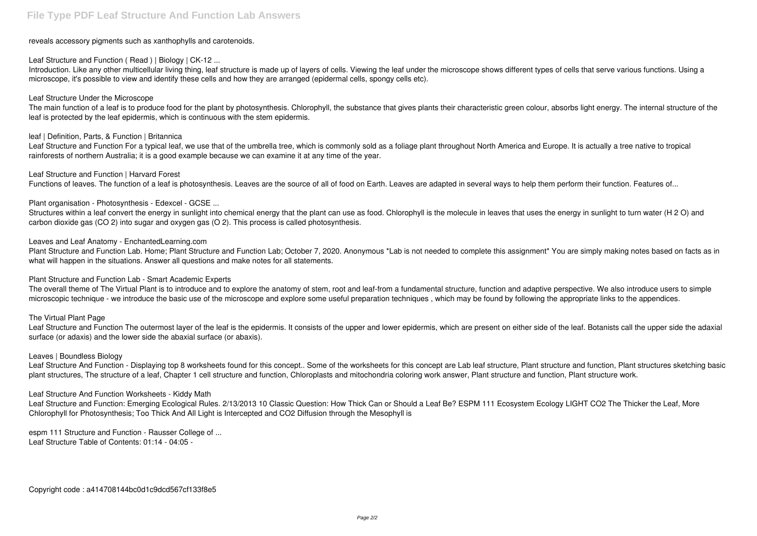reveals accessory pigments such as xanthophylls and carotenoids.

Leaf Structure and Function ( Read ) | Biology | CK-12 ...

Introduction. Like any other multicellular living thing, leaf structure is made up of layers of cells. Viewing the leaf under the microscope shows different types of cells that serve various functions. Using a microscope, it's possible to view and identify these cells and how they are arranged (epidermal cells, spongy cells etc).

Leaf Structure Under the Microscope

The main function of a leaf is to produce food for the plant by photosynthesis. Chlorophyll, the substance that gives plants their characteristic green colour, absorbs light energy. The internal structure of the leaf is protected by the leaf epidermis, which is continuous with the stem epidermis.

leaf | Definition, Parts, & Function | Britannica

Leaf Structure and Function For a typical leaf, we use that of the umbrella tree, which is commonly sold as a foliage plant throughout North America and Europe. It is actually a tree native to tropical rainforests of northern Australia; it is a good example because we can examine it at any time of the year.

Leaf Structure and Function | Harvard Forest

Functions of leaves. The function of a leaf is photosynthesis. Leaves are the source of all of food on Earth. Leaves are adapted in several ways to help them perform their function. Features of...

Plant organisation - Photosynthesis - Edexcel - GCSE ...

Structures within a leaf convert the energy in sunlight into chemical energy that the plant can use as food. Chlorophyll is the molecule in leaves that uses the energy in sunlight to turn water ($H_2O$) and carbon dioxide gas ($CO_2$) into sugar and oxygen gas ($O_2$). This process is called photosynthesis.

Leaves and Leaf Anatomy - EnchantedLearning.com

Plant Structure and Function Lab. Home; Plant Structure and Function Lab; October 7, 2020. Anonymous *Lab is not needed to complete this assignment* You are simply making notes based on facts as in what will happen in the situations. Answer all questions and make notes for all statements.

Plant Structure and Function Lab - Smart Academic Experts

The overall theme of The Virtual Plant is to introduce and to explore the anatomy of stem, root and leaf-from a fundamental structure, function and adaptive perspective. We also introduce users to simple microscopic technique - we introduce the basic use of the microscope and explore some useful preparation techniques , which may be found by following the appropriate links to the appendices.

The Virtual Plant Page

Leaf Structure and Function The outermost layer of the leaf is the epidermis. It consists of the upper and lower epidermis, which are present on either side of the leaf. Botanists call the upper side the adaxial surface (or adaxis) and the lower side the abaxial surface (or abaxis).

Leaves | Boundless Biology

Leaf Structure And Function - Displaying top 8 worksheets found for this concept.. Some of the worksheets for this concept are Lab leaf structure, Plant structure and function, Plant structures sketching basic plant structures, The structure of a leaf, Chapter 1 cell structure and function, Chloroplasts and mitochondria coloring work answer, Plant structure and function, Plant structure work.

Leaf Structure And Function Worksheets - Kiddy Math

Leaf Structure and Function: Emerging Ecological Rules. 2/13/2013 10 Classic Question: How Thick Can or Should a Leaf Be? ESPM 111 Ecosystem Ecology LIGHT CO2 The Thicker the Leaf, More Chlorophyll for Photosynthesis; Too Thick And All Light is Intercepted and CO2 Diffusion through the Mesophyll is

espm 111 Structure and Function - Rausser College of ...

Leaf Structure Table of Contents: 01:14 - 04:05 -

Copyright code : a414708144bc0d1c9dcd567cf133f8e5